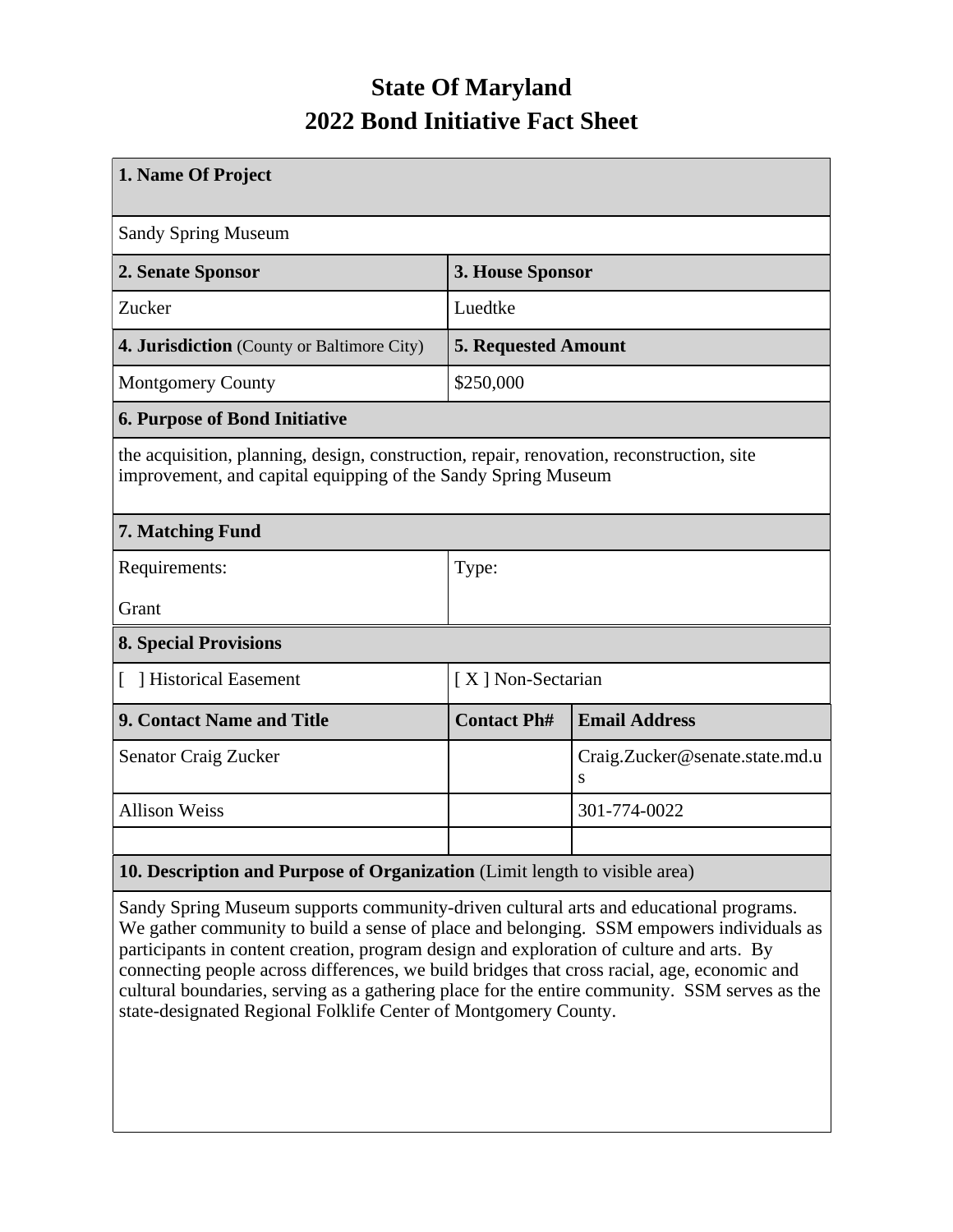# State Of Maryland
# 2022 Bond Initiative Fact Sheet

| 1. Name Of Project | | |
|---|---|---|
| Sandy Spring Museum | | |
| **2. Senate Sponsor** | **3. House Sponsor** | |
| Zucker | Luedtke | |
| **4. Jurisdiction** (County or Baltimore City) | **5. Requested Amount** | |
| Montgomery County | $250,000 | |
| **6. Purpose of Bond Initiative** | | |
| the acquisition, planning, design, construction, repair, renovation, reconstruction, site improvement, and capital equipping of the Sandy Spring Museum | | |
| **7. Matching Fund** | | |
| Requirements:<br>Grant | Type: | |
| **8. Special Provisions** | | |
| [ ] Historical Easement | [ X ] Non-Sectarian | |
| **9. Contact Name and Title** | **Contact Ph#** | **Email Address** |
| Senator Craig Zucker | | Craig.Zucker@senate.state.md.us |
| Allison Weiss | | 301-774-0022 |
| | | |
| **10. Description and Purpose of Organization** (Limit length to visible area) | | |
| Sandy Spring Museum supports community-driven cultural arts and educational programs. We gather community to build a sense of place and belonging. SSM empowers individuals as participants in content creation, program design and exploration of culture and arts. By connecting people across differences, we build bridges that cross racial, age, economic and cultural boundaries, serving as a gathering place for the entire community. SSM serves as the state-designated Regional Folklife Center of Montgomery County. | | |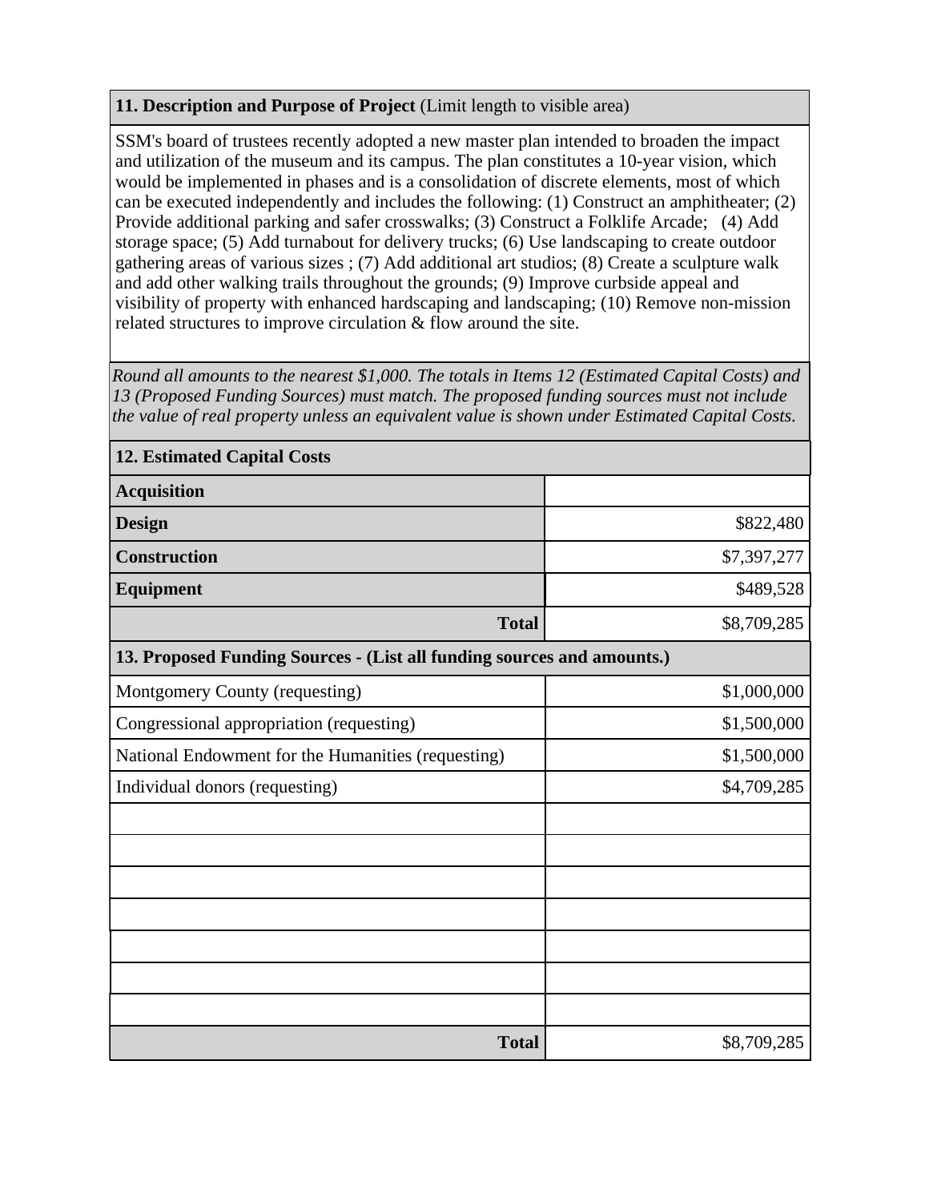**11. Description and Purpose of Project** (Limit length to visible area)

SSM's board of trustees recently adopted a new master plan intended to broaden the impact and utilization of the museum and its campus. The plan constitutes a 10-year vision, which would be implemented in phases and is a consolidation of discrete elements, most of which can be executed independently and includes the following: (1) Construct an amphitheater; (2) Provide additional parking and safer crosswalks; (3) Construct a Folklife Arcade; (4) Add storage space; (5) Add turnabout for delivery trucks; (6) Use landscaping to create outdoor gathering areas of various sizes ; (7) Add additional art studios; (8) Create a sculpture walk and add other walking trails throughout the grounds; (9) Improve curbside appeal and visibility of property with enhanced hardscaping and landscaping; (10) Remove non-mission related structures to improve circulation & flow around the site.

*Round all amounts to the nearest $1,000. The totals in Items 12 (Estimated Capital Costs) and 13 (Proposed Funding Sources) must match. The proposed funding sources must not include the value of real property unless an equivalent value is shown under Estimated Capital Costs.*

| **12. Estimated Capital Costs** | |
|---|---|
| **Acquisition** | |
| **Design** | $822,480 |
| **Construction** | $7,397,277 |
| **Equipment** | $489,528 |
| **Total** | $8,709,285 |

| **13. Proposed Funding Sources - (List all funding sources and amounts.)** | |
|---|---|
| Montgomery County (requesting) | $1,000,000 |
| Congressional appropriation (requesting) | $1,500,000 |
| National Endowment for the Humanities (requesting) | $1,500,000 |
| Individual donors (requesting) | $4,709,285 |
| | |
| | |
| | |
| | |
| | |
| | |
| | |
| **Total** | $8,709,285 |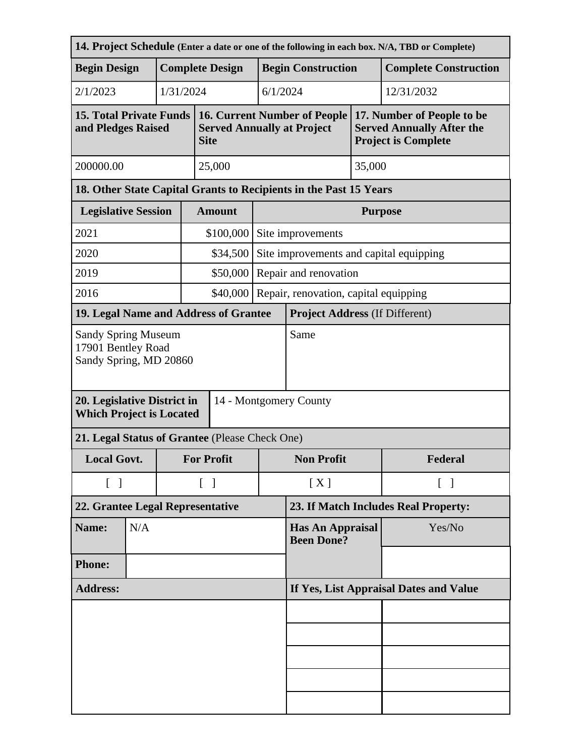| 14. Project Schedule (Enter a date or one of the following in each box. N/A, TBD or Complete) | | | |
|---|---|---|---|
| **Begin Design** | **Complete Design** | **Begin Construction** | **Complete Construction** |
| 2/1/2023 | 1/31/2024 | 6/1/2024 | 12/31/2032 |

| 15. Total Private Funds and Pledges Raised | 16. Current Number of People Served Annually at Project Site | 17. Number of People to be Served Annually After the Project is Complete |
|---|---|---|
| 200000.00 | 25,000 | 35,000 |

**18. Other State Capital Grants to Recipients in the Past 15 Years**

| Legislative Session | Amount | Purpose |
|---|---|---|
| 2021 | $100,000 | Site improvements |
| 2020 | $34,500 | Site improvements and capital equipping |
| 2019 | $50,000 | Repair and renovation |
| 2016 | $40,000 | Repair, renovation, capital equipping |

| 19. Legal Name and Address of Grantee | Project Address (If Different) |
|---|---|
| Sandy Spring Museum<br>17901 Bentley Road<br>Sandy Spring, MD 20860 | Same |

| 20. Legislative District in Which Project is Located | 14 - Montgomery County |
|---|---|

**21. Legal Status of Grantee** (Please Check One)

| Local Govt. | For Profit | Non Profit | Federal |
|---|---|---|---|
| [ ] | [ ] | [ X ] | [ ] |

| 22. Grantee Legal Representative | | 23. If Match Includes Real Property: | |
|---|---|---|---|
| **Name:** | N/A | **Has An Appraisal Been Done?** | Yes/No |
| **Phone:** | | | |
| **Address:** | | **If Yes, List Appraisal Dates and Value** | |
| | | | |
| | | | |
| | | | |
| | | | |
| | | | |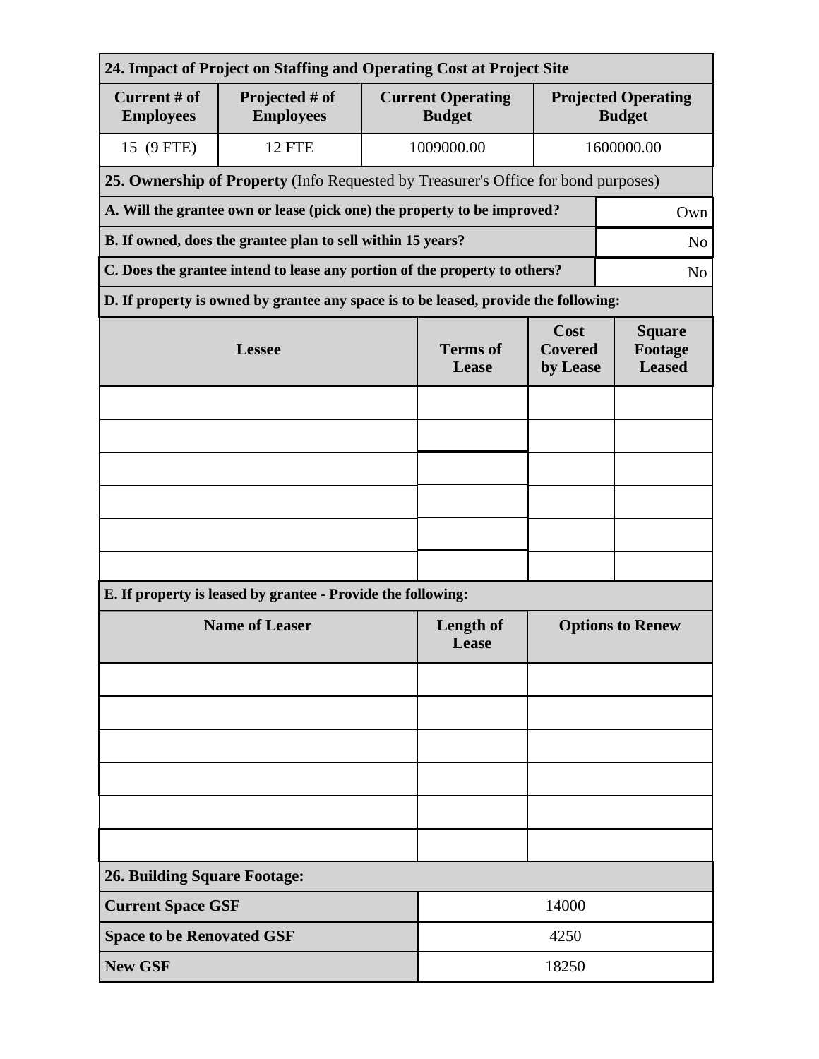## 24. Impact of Project on Staffing and Operating Cost at Project Site

| Current # of Employees | Projected # of Employees | Current Operating Budget | Projected Operating Budget |
|---|---|---|---|
| 15 (9 FTE) | 12 FTE | 1009000.00 | 1600000.00 |

## 25. Ownership of Property (Info Requested by Treasurer's Office for bond purposes)

| Question | Answer |
|---|---|
| **A. Will the grantee own or lease (pick one) the property to be improved?** | Own |
| **B. If owned, does the grantee plan to sell within 15 years?** | No |
| **C. Does the grantee intend to lease any portion of the property to others?** | No |

**D. If property is owned by grantee any space is to be leased, provide the following:**

| Lessee | Terms of Lease | Cost Covered by Lease | Square Footage Leased |
|---|---|---|---|
| | | | |
| | | | |
| | | | |
| | | | |
| | | | |
| | | | |

**E. If property is leased by grantee - Provide the following:**

| Name of Leaser | Length of Lease | Options to Renew |
|---|---|---|
| | | |
| | | |
| | | |
| | | |
| | | |
| | | |

## 26. Building Square Footage:

| | |
|---|---|
| **Current Space GSF** | 14000 |
| **Space to be Renovated GSF** | 4250 |
| **New GSF** | 18250 |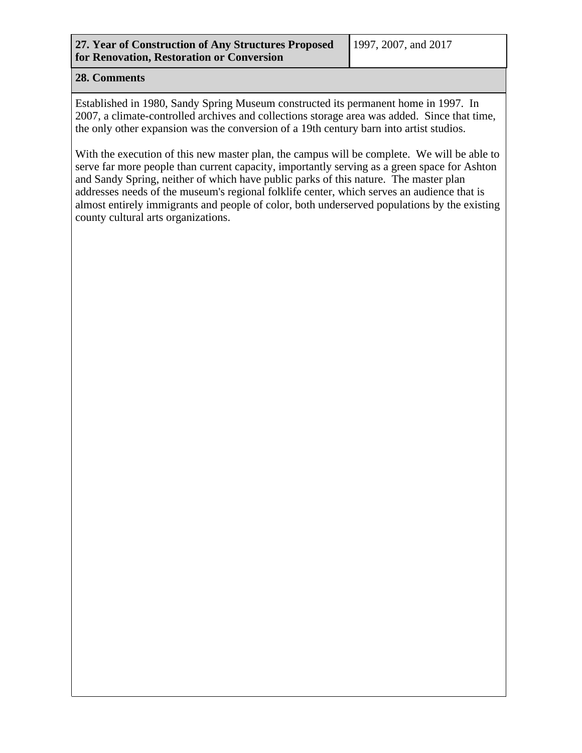| | |
|---|---|
| **27. Year of Construction of Any Structures Proposed for Renovation, Restoration or Conversion** | 1997, 2007, and 2017 |

**28. Comments**

Established in 1980, Sandy Spring Museum constructed its permanent home in 1997. In 2007, a climate-controlled archives and collections storage area was added. Since that time, the only other expansion was the conversion of a 19th century barn into artist studios.

With the execution of this new master plan, the campus will be complete. We will be able to serve far more people than current capacity, importantly serving as a green space for Ashton and Sandy Spring, neither of which have public parks of this nature. The master plan addresses needs of the museum's regional folklife center, which serves an audience that is almost entirely immigrants and people of color, both underserved populations by the existing county cultural arts organizations.